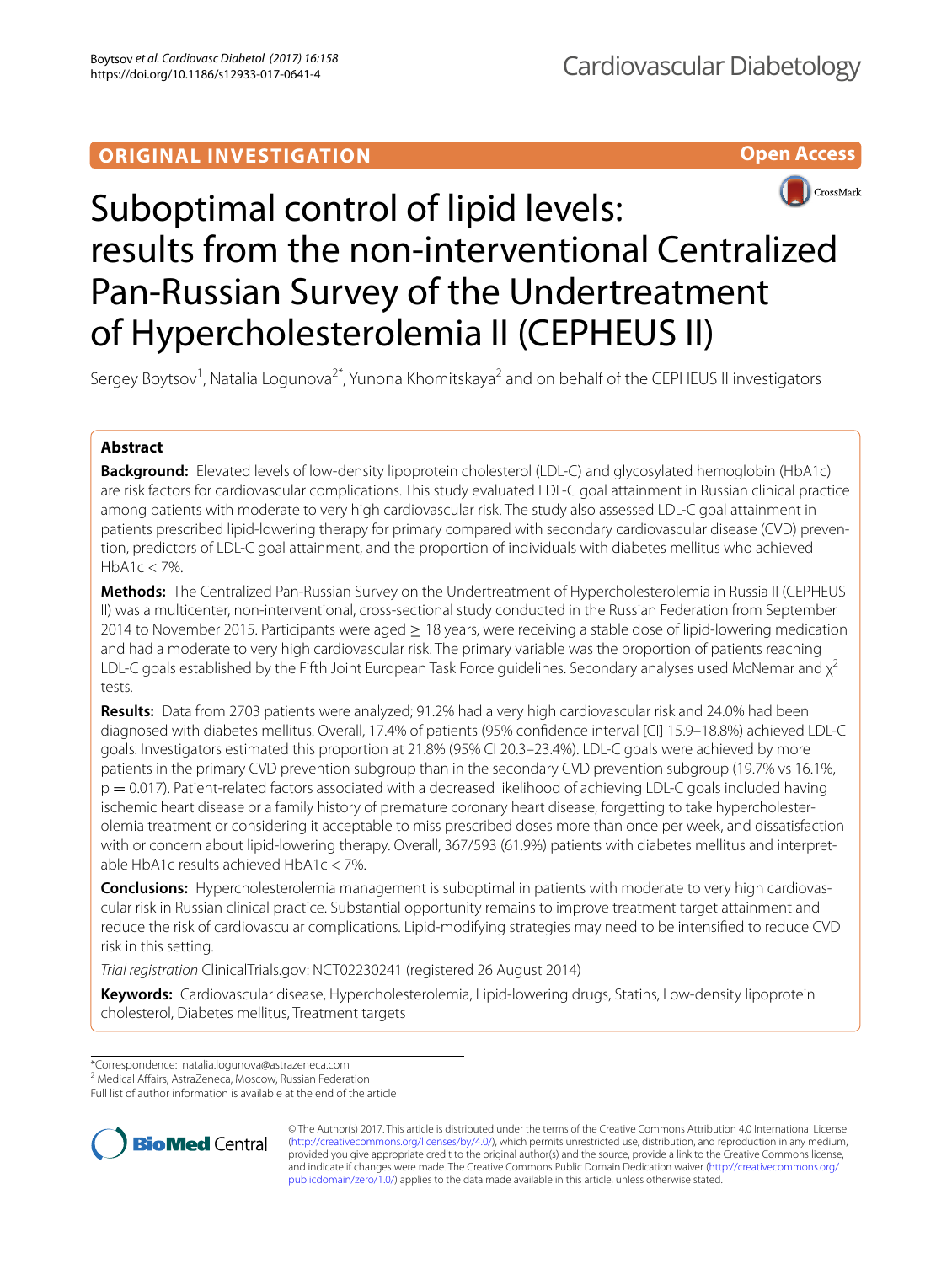ORIGINAL INVESTIGATION

Open Access

# Suboptimal control of lipid levels: results from the non-interventional Centralized Pan-Russian Survey of the Undertreatment of Hypercholesterolemia II (CEPHEUS II)

Sergey Boytsov[1], Natalia Logunova[2*], Yunona Khomitskaya[2] and on behalf of the CEPHEUS II investigators

## Abstract

**Background:** Elevated levels of low-density lipoprotein cholesterol (LDL-C) and glycosylated hemoglobin (HbA1c) are risk factors for cardiovascular complications. This study evaluated LDL-C goal attainment in Russian clinical practice among patients with moderate to very high cardiovascular risk. The study also assessed LDL-C goal attainment in patients prescribed lipid-lowering therapy for primary compared with secondary cardiovascular disease (CVD) prevention, predictors of LDL-C goal attainment, and the proportion of individuals with diabetes mellitus who achieved HbA1c < 7%.

**Methods:** The Centralized Pan-Russian Survey on the Undertreatment of Hypercholesterolemia in Russia II (CEPHEUS II) was a multicenter, non-interventional, cross-sectional study conducted in the Russian Federation from September 2014 to November 2015. Participants were aged ≥ 18 years, were receiving a stable dose of lipid-lowering medication and had a moderate to very high cardiovascular risk. The primary variable was the proportion of patients reaching LDL-C goals established by the Fifth Joint European Task Force guidelines. Secondary analyses used McNemar and $\chi^2$ tests.

**Results:** Data from 2703 patients were analyzed; 91.2% had a very high cardiovascular risk and 24.0% had been diagnosed with diabetes mellitus. Overall, 17.4% of patients (95% confidence interval [CI] 15.9–18.8%) achieved LDL-C goals. Investigators estimated this proportion at 21.8% (95% CI 20.3–23.4%). LDL-C goals were achieved by more patients in the primary CVD prevention subgroup than in the secondary CVD prevention subgroup (19.7% vs 16.1%, $p = 0.017$). Patient-related factors associated with a decreased likelihood of achieving LDL-C goals included having ischemic heart disease or a family history of premature coronary heart disease, forgetting to take hypercholesterolemia treatment or considering it acceptable to miss prescribed doses more than once per week, and dissatisfaction with or concern about lipid-lowering therapy. Overall, 367/593 (61.9%) patients with diabetes mellitus and interpretable HbA1c results achieved HbA1c < 7%.

**Conclusions:** Hypercholesterolemia management is suboptimal in patients with moderate to very high cardiovascular risk in Russian clinical practice. Substantial opportunity remains to improve treatment target attainment and reduce the risk of cardiovascular complications. Lipid-modifying strategies may need to be intensified to reduce CVD risk in this setting.

*Trial registration* ClinicalTrials.gov: NCT02230241 (registered 26 August 2014)

**Keywords:** Cardiovascular disease, Hypercholesterolemia, Lipid-lowering drugs, Statins, Low-density lipoprotein cholesterol, Diabetes mellitus, Treatment targets

*Correspondence: natalia.logunova@astrazeneca.com
[2] Medical Affairs, AstraZeneca, Moscow, Russian Federation
Full list of author information is available at the end of the article

© The Author(s) 2017. This article is distributed under the terms of the Creative Commons Attribution 4.0 International License (http://creativecommons.org/licenses/by/4.0/), which permits unrestricted use, distribution, and reproduction in any medium, provided you give appropriate credit to the original author(s) and the source, provide a link to the Creative Commons license, and indicate if changes were made. The Creative Commons Public Domain Dedication waiver (http://creativecommons.org/publicdomain/zero/1.0/) applies to the data made available in this article, unless otherwise stated.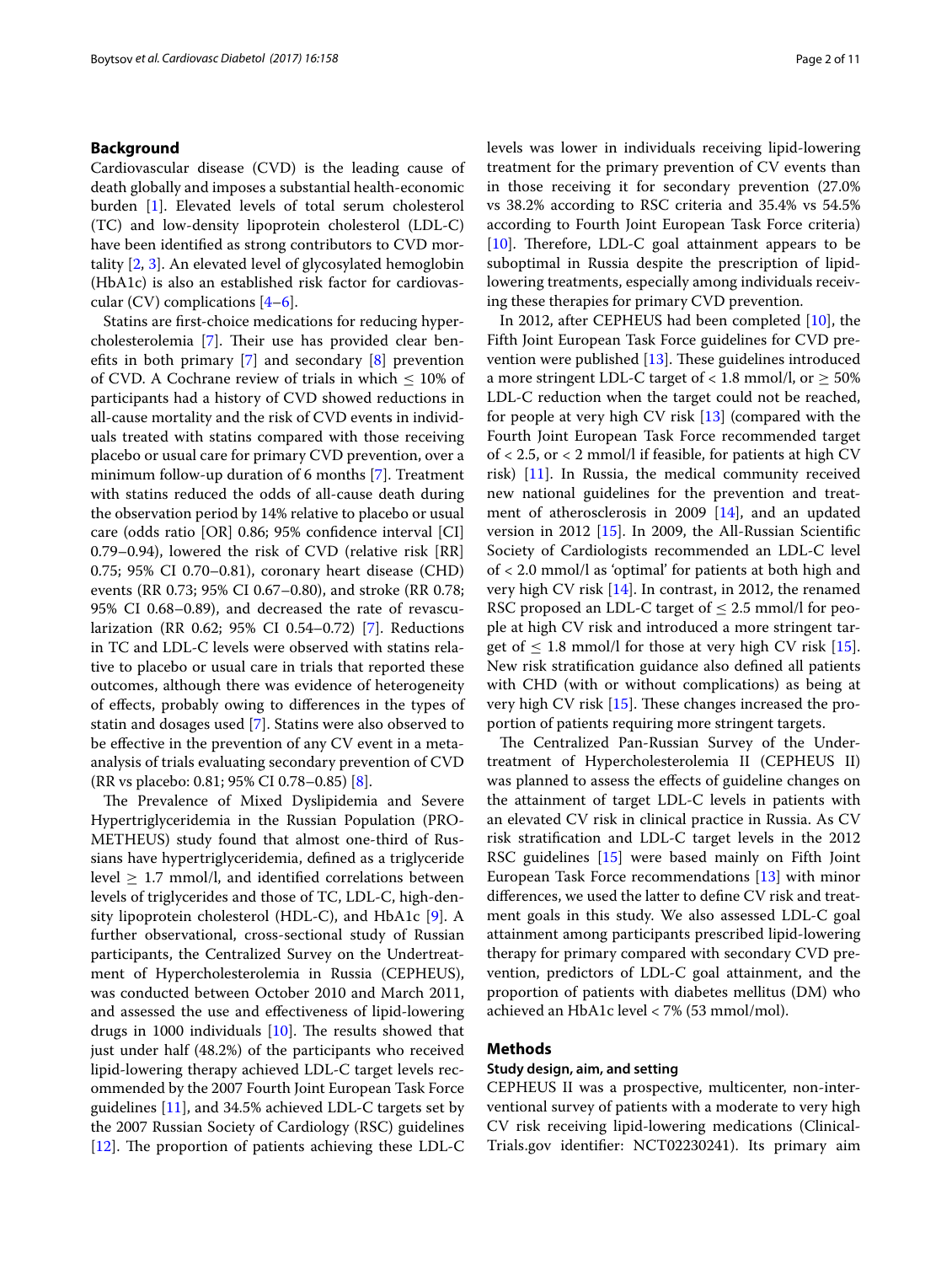## Background

Cardiovascular disease (CVD) is the leading cause of death globally and imposes a substantial health-economic burden [1]. Elevated levels of total serum cholesterol (TC) and low-density lipoprotein cholesterol (LDL-C) have been identified as strong contributors to CVD mortality [2, 3]. An elevated level of glycosylated hemoglobin (HbA1c) is also an established risk factor for cardiovascular (CV) complications [4–6].

Statins are first-choice medications for reducing hypercholesterolemia [7]. Their use has provided clear benefits in both primary [7] and secondary [8] prevention of CVD. A Cochrane review of trials in which ≤ 10% of participants had a history of CVD showed reductions in all-cause mortality and the risk of CVD events in individuals treated with statins compared with those receiving placebo or usual care for primary CVD prevention, over a minimum follow-up duration of 6 months [7]. Treatment with statins reduced the odds of all-cause death during the observation period by 14% relative to placebo or usual care (odds ratio [OR] 0.86; 95% confidence interval [CI] 0.79–0.94), lowered the risk of CVD (relative risk [RR] 0.75; 95% CI 0.70–0.81), coronary heart disease (CHD) events (RR 0.73; 95% CI 0.67–0.80), and stroke (RR 0.78; 95% CI 0.68–0.89), and decreased the rate of revascularization (RR 0.62; 95% CI 0.54–0.72) [7]. Reductions in TC and LDL-C levels were observed with statins relative to placebo or usual care in trials that reported these outcomes, although there was evidence of heterogeneity of effects, probably owing to differences in the types of statin and dosages used [7]. Statins were also observed to be effective in the prevention of any CV event in a meta-analysis of trials evaluating secondary prevention of CVD (RR vs placebo: 0.81; 95% CI 0.78–0.85) [8].

The Prevalence of Mixed Dyslipidemia and Severe Hypertriglyceridemia in the Russian Population (PROMETHEUS) study found that almost one-third of Russians have hypertriglyceridemia, defined as a triglyceride level ≥ 1.7 mmol/l, and identified correlations between levels of triglycerides and those of TC, LDL-C, high-density lipoprotein cholesterol (HDL-C), and HbA1c [9]. A further observational, cross-sectional study of Russian participants, the Centralized Survey on the Undertreatment of Hypercholesterolemia in Russia (CEPHEUS), was conducted between October 2010 and March 2011, and assessed the use and effectiveness of lipid-lowering drugs in 1000 individuals [10]. The results showed that just under half (48.2%) of the participants who received lipid-lowering therapy achieved LDL-C target levels recommended by the 2007 Fourth Joint European Task Force guidelines [11], and 34.5% achieved LDL-C targets set by the 2007 Russian Society of Cardiology (RSC) guidelines [12]. The proportion of patients achieving these LDL-C levels was lower in individuals receiving lipid-lowering treatment for the primary prevention of CV events than in those receiving it for secondary prevention (27.0% vs 38.2% according to RSC criteria and 35.4% vs 54.5% according to Fourth Joint European Task Force criteria) [10]. Therefore, LDL-C goal attainment appears to be suboptimal in Russia despite the prescription of lipid-lowering treatments, especially among individuals receiving these therapies for primary CVD prevention.

In 2012, after CEPHEUS had been completed [10], the Fifth Joint European Task Force guidelines for CVD prevention were published [13]. These guidelines introduced a more stringent LDL-C target of < 1.8 mmol/l, or ≥ 50% LDL-C reduction when the target could not be reached, for people at very high CV risk [13] (compared with the Fourth Joint European Task Force recommended target of < 2.5, or < 2 mmol/l if feasible, for patients at high CV risk) [11]. In Russia, the medical community received new national guidelines for the prevention and treatment of atherosclerosis in 2009 [14], and an updated version in 2012 [15]. In 2009, the All-Russian Scientific Society of Cardiologists recommended an LDL-C level of < 2.0 mmol/l as 'optimal' for patients at both high and very high CV risk [14]. In contrast, in 2012, the renamed RSC proposed an LDL-C target of ≤ 2.5 mmol/l for people at high CV risk and introduced a more stringent target of ≤ 1.8 mmol/l for those at very high CV risk [15]. New risk stratification guidance also defined all patients with CHD (with or without complications) as being at very high CV risk [15]. These changes increased the proportion of patients requiring more stringent targets.

The Centralized Pan-Russian Survey of the Undertreatment of Hypercholesterolemia II (CEPHEUS II) was planned to assess the effects of guideline changes on the attainment of target LDL-C levels in patients with an elevated CV risk in clinical practice in Russia. As CV risk stratification and LDL-C target levels in the 2012 RSC guidelines [15] were based mainly on Fifth Joint European Task Force recommendations [13] with minor differences, we used the latter to define CV risk and treatment goals in this study. We also assessed LDL-C goal attainment among participants prescribed lipid-lowering therapy for primary compared with secondary CVD prevention, predictors of LDL-C goal attainment, and the proportion of patients with diabetes mellitus (DM) who achieved an HbA1c level < 7% (53 mmol/mol).

## Methods

### Study design, aim, and setting

CEPHEUS II was a prospective, multicenter, non-interventional survey of patients with a moderate to very high CV risk receiving lipid-lowering medications (ClinicalTrials.gov identifier: NCT02230241). Its primary aim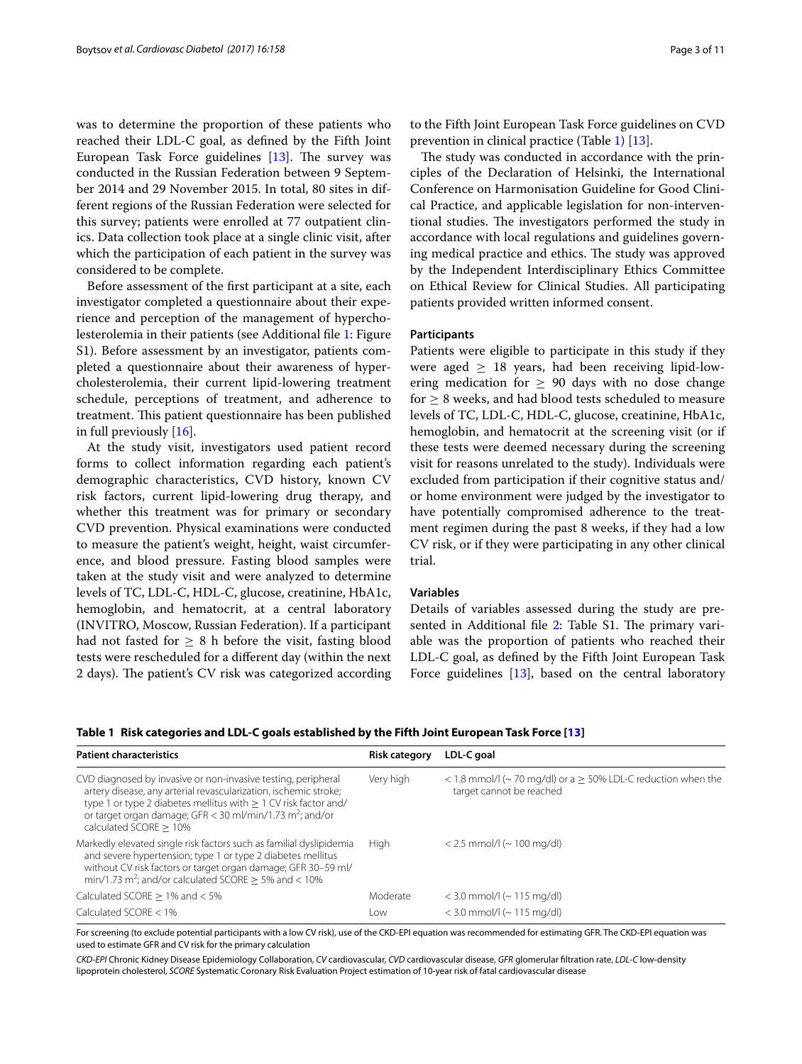was to determine the proportion of these patients who reached their LDL-C goal, as defined by the Fifth Joint European Task Force guidelines [13]. The survey was conducted in the Russian Federation between 9 September 2014 and 29 November 2015. In total, 80 sites in different regions of the Russian Federation were selected for this survey; patients were enrolled at 77 outpatient clinics. Data collection took place at a single clinic visit, after which the participation of each patient in the survey was considered to be complete.

Before assessment of the first participant at a site, each investigator completed a questionnaire about their experience and perception of the management of hypercholesterolemia in their patients (see Additional file 1: Figure S1). Before assessment by an investigator, patients completed a questionnaire about their awareness of hypercholesterolemia, their current lipid-lowering treatment schedule, perceptions of treatment, and adherence to treatment. This patient questionnaire has been published in full previously [16].

At the study visit, investigators used patient record forms to collect information regarding each patient's demographic characteristics, CVD history, known CV risk factors, current lipid-lowering drug therapy, and whether this treatment was for primary or secondary CVD prevention. Physical examinations were conducted to measure the patient's weight, height, waist circumference, and blood pressure. Fasting blood samples were taken at the study visit and were analyzed to determine levels of TC, LDL-C, HDL-C, glucose, creatinine, HbA1c, hemoglobin, and hematocrit, at a central laboratory (INVITRO, Moscow, Russian Federation). If a participant had not fasted for ≥ 8 h before the visit, fasting blood tests were rescheduled for a different day (within the next 2 days). The patient's CV risk was categorized according to the Fifth Joint European Task Force guidelines on CVD prevention in clinical practice (Table 1) [13].

The study was conducted in accordance with the principles of the Declaration of Helsinki, the International Conference on Harmonisation Guideline for Good Clinical Practice, and applicable legislation for non-interventional studies. The investigators performed the study in accordance with local regulations and guidelines governing medical practice and ethics. The study was approved by the Independent Interdisciplinary Ethics Committee on Ethical Review for Clinical Studies. All participating patients provided written informed consent.

#### Participants

Patients were eligible to participate in this study if they were aged ≥ 18 years, had been receiving lipid-lowering medication for ≥ 90 days with no dose change for ≥ 8 weeks, and had blood tests scheduled to measure levels of TC, LDL-C, HDL-C, glucose, creatinine, HbA1c, hemoglobin, and hematocrit at the screening visit (or if these tests were deemed necessary during the screening visit for reasons unrelated to the study). Individuals were excluded from participation if their cognitive status and/or home environment were judged by the investigator to have potentially compromised adherence to the treatment regimen during the past 8 weeks, if they had a low CV risk, or if they were participating in any other clinical trial.

#### Variables

Details of variables assessed during the study are presented in Additional file 2: Table S1. The primary variable was the proportion of patients who reached their LDL-C goal, as defined by the Fifth Joint European Task Force guidelines [13], based on the central laboratory

**Table 1 Risk categories and LDL-C goals established by the Fifth Joint European Task Force [13]**

| Patient characteristics | Risk category | LDL-C goal |
|---|---|---|
| CVD diagnosed by invasive or non-invasive testing, peripheral artery disease, any arterial revascularization, ischemic stroke; type 1 or type 2 diabetes mellitus with ≥ 1 CV risk factor and/or target organ damage; GFR < 30 ml/min/1.73 $m^2$; and/or calculated SCORE ≥ 10% | Very high | < 1.8 mmol/l (~ 70 mg/dl) or a ≥ 50% LDL-C reduction when the target cannot be reached |
| Markedly elevated single risk factors such as familial dyslipidemia and severe hypertension; type 1 or type 2 diabetes mellitus without CV risk factors or target organ damage; GFR 30–59 ml/min/1.73 $m^2$; and/or calculated SCORE ≥ 5% and < 10% | High | < 2.5 mmol/l (~ 100 mg/dl) |
| Calculated SCORE ≥ 1% and < 5% | Moderate | < 3.0 mmol/l (~ 115 mg/dl) |
| Calculated SCORE < 1% | Low | < 3.0 mmol/l (~ 115 mg/dl) |

For screening (to exclude potential participants with a low CV risk), use of the CKD-EPI equation was recommended for estimating GFR. The CKD-EPI equation was used to estimate GFR and CV risk for the primary calculation

*CKD-EPI* Chronic Kidney Disease Epidemiology Collaboration, *CV* cardiovascular, *CVD* cardiovascular disease, *GFR* glomerular filtration rate, *LDL-C* low-density lipoprotein cholesterol, *SCORE* Systematic Coronary Risk Evaluation Project estimation of 10-year risk of fatal cardiovascular disease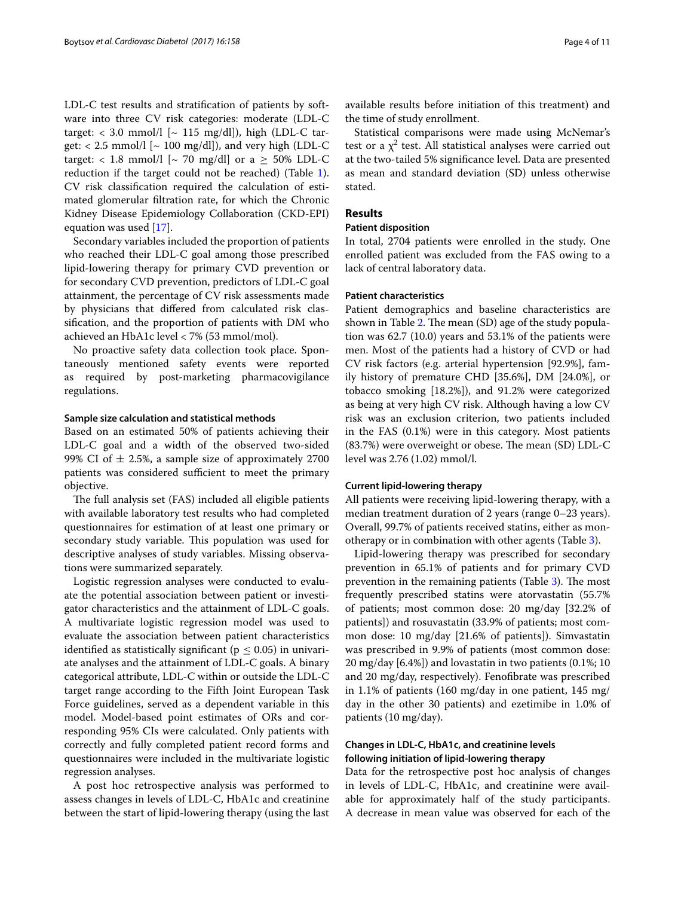LDL-C test results and stratification of patients by software into three CV risk categories: moderate (LDL-C target: < 3.0 mmol/l [~ 115 mg/dl]), high (LDL-C target: < 2.5 mmol/l [~ 100 mg/dl]), and very high (LDL-C target: < 1.8 mmol/l [~ 70 mg/dl] or a ≥ 50% LDL-C reduction if the target could not be reached) (Table 1). CV risk classification required the calculation of estimated glomerular filtration rate, for which the Chronic Kidney Disease Epidemiology Collaboration (CKD-EPI) equation was used [17].

Secondary variables included the proportion of patients who reached their LDL-C goal among those prescribed lipid-lowering therapy for primary CVD prevention or for secondary CVD prevention, predictors of LDL-C goal attainment, the percentage of CV risk assessments made by physicians that differed from calculated risk classification, and the proportion of patients with DM who achieved an HbA1c level < 7% (53 mmol/mol).

No proactive safety data collection took place. Spontaneously mentioned safety events were reported as required by post-marketing pharmacovigilance regulations.

#### Sample size calculation and statistical methods

Based on an estimated 50% of patients achieving their LDL-C goal and a width of the observed two-sided 99% CI of ± 2.5%, a sample size of approximately 2700 patients was considered sufficient to meet the primary objective.

The full analysis set (FAS) included all eligible patients with available laboratory test results who had completed questionnaires for estimation of at least one primary or secondary study variable. This population was used for descriptive analyses of study variables. Missing observations were summarized separately.

Logistic regression analyses were conducted to evaluate the potential association between patient or investigator characteristics and the attainment of LDL-C goals. A multivariate logistic regression model was used to evaluate the association between patient characteristics identified as statistically significant ($p \leq 0.05$) in univariate analyses and the attainment of LDL-C goals. A binary categorical attribute, LDL-C within or outside the LDL-C target range according to the Fifth Joint European Task Force guidelines, served as a dependent variable in this model. Model-based point estimates of ORs and corresponding 95% CIs were calculated. Only patients with correctly and fully completed patient record forms and questionnaires were included in the multivariate logistic regression analyses.

A post hoc retrospective analysis was performed to assess changes in levels of LDL-C, HbA1c and creatinine between the start of lipid-lowering therapy (using the last available results before initiation of this treatment) and the time of study enrollment.

Statistical comparisons were made using McNemar's test or a $\chi^2$ test. All statistical analyses were carried out at the two-tailed 5% significance level. Data are presented as mean and standard deviation (SD) unless otherwise stated.

## Results

#### Patient disposition

In total, 2704 patients were enrolled in the study. One enrolled patient was excluded from the FAS owing to a lack of central laboratory data.

#### Patient characteristics

Patient demographics and baseline characteristics are shown in Table 2. The mean (SD) age of the study population was 62.7 (10.0) years and 53.1% of the patients were men. Most of the patients had a history of CVD or had CV risk factors (e.g. arterial hypertension [92.9%], family history of premature CHD [35.6%], DM [24.0%], or tobacco smoking [18.2%]), and 91.2% were categorized as being at very high CV risk. Although having a low CV risk was an exclusion criterion, two patients included in the FAS (0.1%) were in this category. Most patients (83.7%) were overweight or obese. The mean (SD) LDL-C level was 2.76 (1.02) mmol/l.

#### Current lipid-lowering therapy

All patients were receiving lipid-lowering therapy, with a median treatment duration of 2 years (range 0–23 years). Overall, 99.7% of patients received statins, either as monotherapy or in combination with other agents (Table 3).

Lipid-lowering therapy was prescribed for secondary prevention in 65.1% of patients and for primary CVD prevention in the remaining patients (Table 3). The most frequently prescribed statins were atorvastatin (55.7% of patients; most common dose: 20 mg/day [32.2% of patients]) and rosuvastatin (33.9% of patients; most common dose: 10 mg/day [21.6% of patients]). Simvastatin was prescribed in 9.9% of patients (most common dose: 20 mg/day [6.4%]) and lovastatin in two patients (0.1%; 10 and 20 mg/day, respectively). Fenofibrate was prescribed in 1.1% of patients (160 mg/day in one patient, 145 mg/day in the other 30 patients) and ezetimibe in 1.0% of patients (10 mg/day).

#### Changes in LDL-C, HbA1c, and creatinine levels following initiation of lipid-lowering therapy

Data for the retrospective post hoc analysis of changes in levels of LDL-C, HbA1c, and creatinine were available for approximately half of the study participants. A decrease in mean value was observed for each of the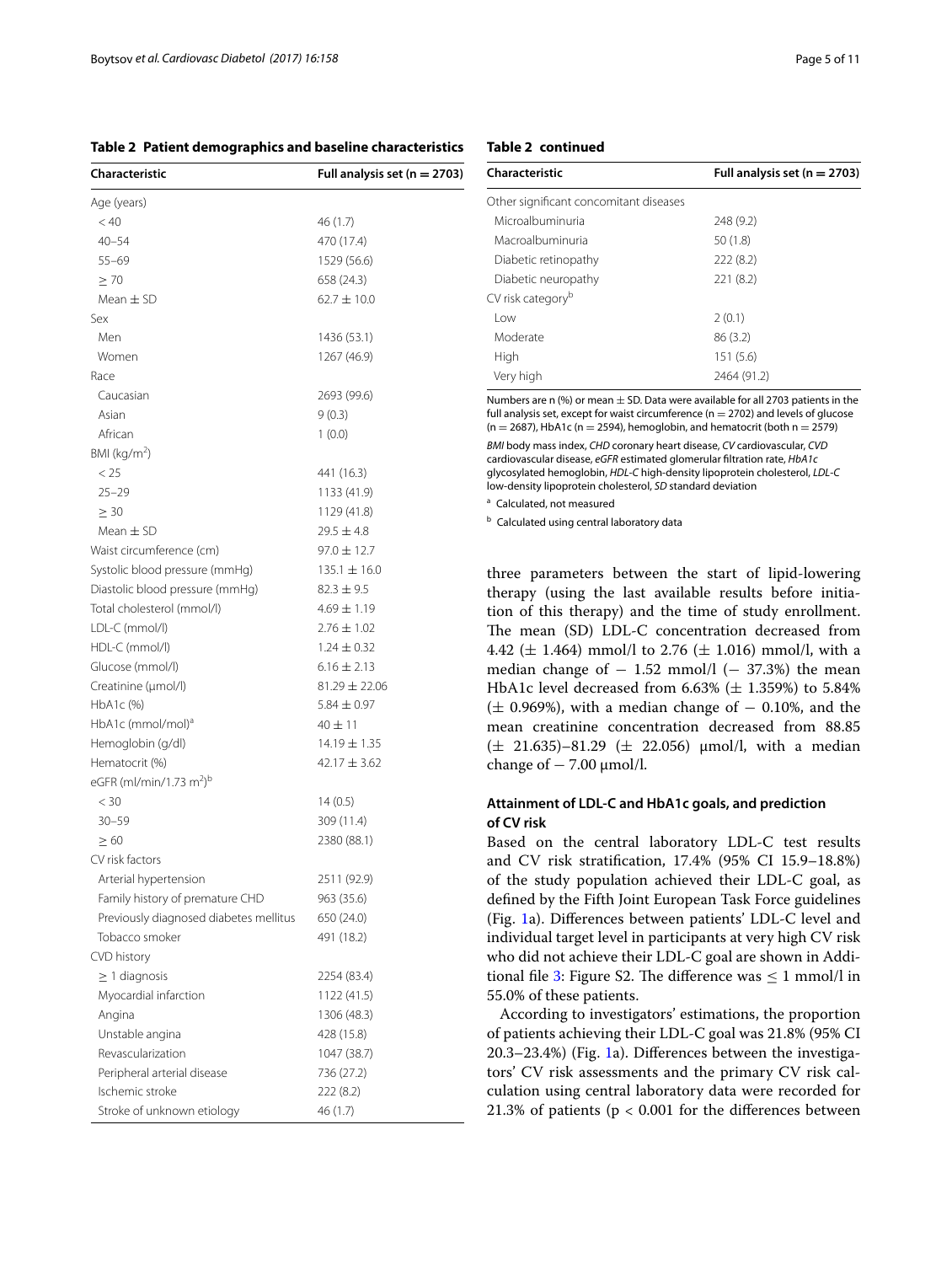**Table 2 Patient demographics and baseline characteristics**

| Characteristic | Full analysis set (n = 2703) |
|---|---|
| Age (years) | |
| < 40 | 46 (1.7) |
| 40–54 | 470 (17.4) |
| 55–69 | 1529 (56.6) |
| ≥ 70 | 658 (24.3) |
| Mean ± SD | 62.7 ± 10.0 |
| Sex | |
| Men | 1436 (53.1) |
| Women | 1267 (46.9) |
| Race | |
| Caucasian | 2693 (99.6) |
| Asian | 9 (0.3) |
| African | 1 (0.0) |
| BMI (kg/m$^2$) | |
| < 25 | 441 (16.3) |
| 25–29 | 1133 (41.9) |
| ≥ 30 | 1129 (41.8) |
| Mean ± SD | 29.5 ± 4.8 |
| Waist circumference (cm) | 97.0 ± 12.7 |
| Systolic blood pressure (mmHg) | 135.1 ± 16.0 |
| Diastolic blood pressure (mmHg) | 82.3 ± 9.5 |
| Total cholesterol (mmol/l) | 4.69 ± 1.19 |
| LDL-C (mmol/l) | 2.76 ± 1.02 |
| HDL-C (mmol/l) | 1.24 ± 0.32 |
| Glucose (mmol/l) | 6.16 ± 2.13 |
| Creatinine (μmol/l) | 81.29 ± 22.06 |
| HbA1c (%) | 5.84 ± 0.97 |
| HbA1c (mmol/mol)[a] | 40 ± 11 |
| Hemoglobin (g/dl) | 14.19 ± 1.35 |
| Hematocrit (%) | 42.17 ± 3.62 |
| eGFR (ml/min/1.73 m$^2$)[b] | |
| < 30 | 14 (0.5) |
| 30–59 | 309 (11.4) |
| ≥ 60 | 2380 (88.1) |
| CV risk factors | |
| Arterial hypertension | 2511 (92.9) |
| Family history of premature CHD | 963 (35.6) |
| Previously diagnosed diabetes mellitus | 650 (24.0) |
| Tobacco smoker | 491 (18.2) |
| CVD history | |
| ≥ 1 diagnosis | 2254 (83.4) |
| Myocardial infarction | 1122 (41.5) |
| Angina | 1306 (48.3) |
| Unstable angina | 428 (15.8) |
| Revascularization | 1047 (38.7) |
| Peripheral arterial disease | 736 (27.2) |
| Ischemic stroke | 222 (8.2) |
| Stroke of unknown etiology | 46 (1.7) |
| Other significant concomitant diseases | |
| Microalbuminuria | 248 (9.2) |
| Macroalbuminuria | 50 (1.8) |
| Diabetic retinopathy | 222 (8.2) |
| Diabetic neuropathy | 221 (8.2) |
| CV risk category[b] | |
| Low | 2 (0.1) |
| Moderate | 86 (3.2) |
| High | 151 (5.6) |
| Very high | 2464 (91.2) |

Numbers are n (%) or mean ± SD. Data were available for all 2703 patients in the full analysis set, except for waist circumference (n = 2702) and levels of glucose (n = 2687), HbA1c (n = 2594), hemoglobin, and hematocrit (both n = 2579)

*BMI* body mass index, *CHD* coronary heart disease, *CV* cardiovascular, *CVD* cardiovascular disease, *eGFR* estimated glomerular filtration rate, *HbA1c* glycosylated hemoglobin, *HDL-C* high-density lipoprotein cholesterol, *LDL-C* low-density lipoprotein cholesterol, *SD* standard deviation

[a] Calculated, not measured

[b] Calculated using central laboratory data

three parameters between the start of lipid-lowering therapy (using the last available results before initiation of this therapy) and the time of study enrollment. The mean (SD) LDL-C concentration decreased from 4.42 (± 1.464) mmol/l to 2.76 (± 1.016) mmol/l, with a median change of − 1.52 mmol/l (− 37.3%) the mean HbA1c level decreased from 6.63% (± 1.359%) to 5.84% (± 0.969%), with a median change of − 0.10%, and the mean creatinine concentration decreased from 88.85 (± 21.635)–81.29 (± 22.056) μmol/l, with a median change of − 7.00 μmol/l.

### Attainment of LDL-C and HbA1c goals, and prediction of CV risk

Based on the central laboratory LDL-C test results and CV risk stratification, 17.4% (95% CI 15.9–18.8%) of the study population achieved their LDL-C goal, as defined by the Fifth Joint European Task Force guidelines (Fig. 1a). Differences between patients' LDL-C level and individual target level in participants at very high CV risk who did not achieve their LDL-C goal are shown in Additional file 3: Figure S2. The difference was ≤ 1 mmol/l in 55.0% of these patients.

According to investigators' estimations, the proportion of patients achieving their LDL-C goal was 21.8% (95% CI 20.3–23.4%) (Fig. 1a). Differences between the investigators' CV risk assessments and the primary CV risk calculation using central laboratory data were recorded for 21.3% of patients ($p < 0.001$ for the differences between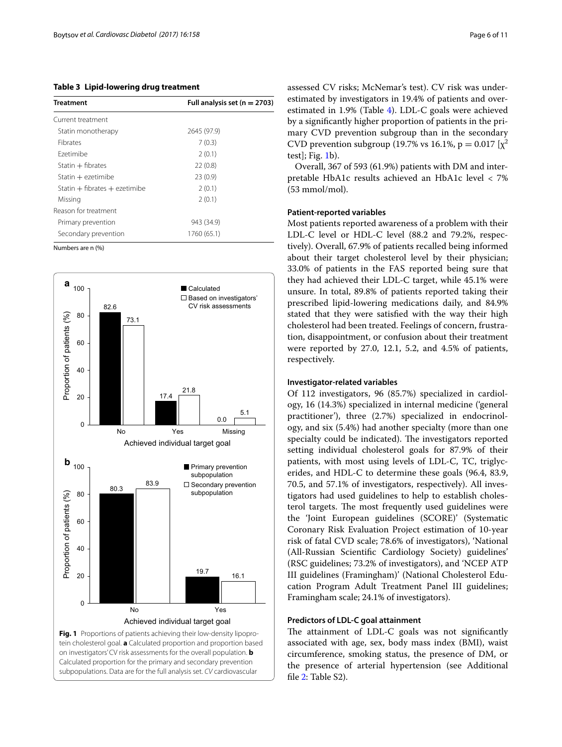**Table 3 Lipid-lowering drug treatment**

| Treatment | Full analysis set (n = 2703) |
|---|---|
| Current treatment | |
| Statin monotherapy | 2645 (97.9) |
| Fibrates | 7 (0.3) |
| Ezetimibe | 2 (0.1) |
| Statin + fibrates | 22 (0.8) |
| Statin + ezetimibe | 23 (0.9) |
| Statin + fibrates + ezetimibe | 2 (0.1) |
| Missing | 2 (0.1) |
| Reason for treatment | |
| Primary prevention | 943 (34.9) |
| Secondary prevention | 1760 (65.1) |

Numbers are n (%)

**Fig. 1** Proportions of patients achieving their low-density lipoprotein cholesterol goal. **a** Calculated proportion and proportion based on investigators' CV risk assessments for the overall population. **b** Calculated proportion for the primary and secondary prevention subpopulations. Data are for the full analysis set. *CV* cardiovascular

assessed CV risks; McNemar's test). CV risk was underestimated by investigators in 19.4% of patients and overestimated in 1.9% (Table 4). LDL-C goals were achieved by a significantly higher proportion of patients in the primary CVD prevention subgroup than in the secondary CVD prevention subgroup (19.7% vs 16.1%, $p = 0.017$ [$\chi^2$ test]; Fig. 1b).

Overall, 367 of 593 (61.9%) patients with DM and interpretable HbA1c results achieved an HbA1c level < 7% (53 mmol/mol).

### Patient-reported variables

Most patients reported awareness of a problem with their LDL-C level or HDL-C level (88.2 and 79.2%, respectively). Overall, 67.9% of patients recalled being informed about their target cholesterol level by their physician; 33.0% of patients in the FAS reported being sure that they had achieved their LDL-C target, while 45.1% were unsure. In total, 89.8% of patients reported taking their prescribed lipid-lowering medications daily, and 84.9% stated that they were satisfied with the way their high cholesterol had been treated. Feelings of concern, frustration, disappointment, or confusion about their treatment were reported by 27.0, 12.1, 5.2, and 4.5% of patients, respectively.

### Investigator-related variables

Of 112 investigators, 96 (85.7%) specialized in cardiology, 16 (14.3%) specialized in internal medicine ('general practitioner'), three (2.7%) specialized in endocrinology, and six (5.4%) had another specialty (more than one specialty could be indicated). The investigators reported setting individual cholesterol goals for 87.9% of their patients, with most using levels of LDL-C, TC, triglycerides, and HDL-C to determine these goals (96.4, 83.9, 70.5, and 57.1% of investigators, respectively). All investigators had used guidelines to help to establish cholesterol targets. The most frequently used guidelines were the 'Joint European guidelines (SCORE)' (Systematic Coronary Risk Evaluation Project estimation of 10-year risk of fatal CVD scale; 78.6% of investigators), 'National (All-Russian Scientific Cardiology Society) guidelines' (RSC guidelines; 73.2% of investigators), and 'NCEP ATP III guidelines (Framingham)' (National Cholesterol Education Program Adult Treatment Panel III guidelines; Framingham scale; 24.1% of investigators).

### Predictors of LDL-C goal attainment

The attainment of LDL-C goals was not significantly associated with age, sex, body mass index (BMI), waist circumference, smoking status, the presence of DM, or the presence of arterial hypertension (see Additional file 2: Table S2).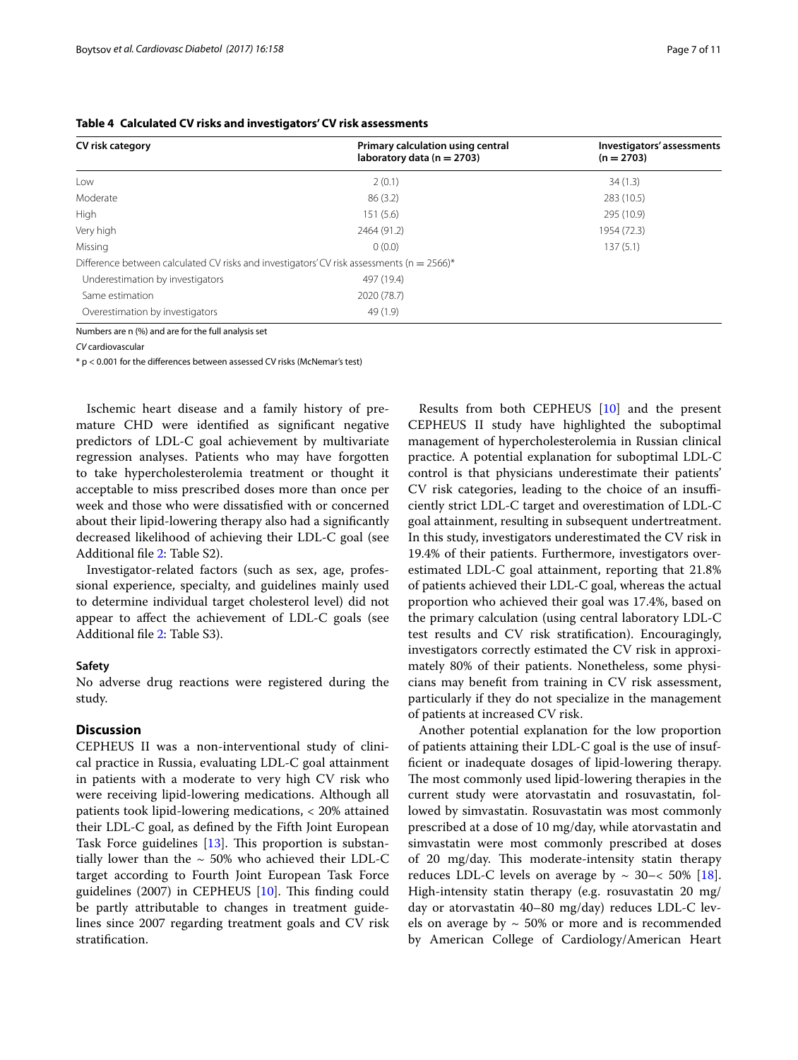**Table 4 Calculated CV risks and investigators' CV risk assessments**

| CV risk category | Primary calculation using central laboratory data (n = 2703) | Investigators' assessments (n = 2703) |
|---|---|---|
| Low | 2 (0.1) | 34 (1.3) |
| Moderate | 86 (3.2) | 283 (10.5) |
| High | 151 (5.6) | 295 (10.9) |
| Very high | 2464 (91.2) | 1954 (72.3) |
| Missing | 0 (0.0) | 137 (5.1) |
| Difference between calculated CV risks and investigators' CV risk assessments (n = 2566)* | | |
| Underestimation by investigators | 497 (19.4) | |
| Same estimation | 2020 (78.7) | |
| Overestimation by investigators | 49 (1.9) | |

Numbers are n (%) and are for the full analysis set

*CV* cardiovascular

\* $p < 0.001$ for the differences between assessed CV risks (McNemar's test)

Ischemic heart disease and a family history of premature CHD were identified as significant negative predictors of LDL-C goal achievement by multivariate regression analyses. Patients who may have forgotten to take hypercholesterolemia treatment or thought it acceptable to miss prescribed doses more than once per week and those who were dissatisfied with or concerned about their lipid-lowering therapy also had a significantly decreased likelihood of achieving their LDL-C goal (see Additional file 2: Table S2).

Investigator-related factors (such as sex, age, professional experience, specialty, and guidelines mainly used to determine individual target cholesterol level) did not appear to affect the achievement of LDL-C goals (see Additional file 2: Table S3).

### Safety

No adverse drug reactions were registered during the study.

## Discussion

CEPHEUS II was a non-interventional study of clinical practice in Russia, evaluating LDL-C goal attainment in patients with a moderate to very high CV risk who were receiving lipid-lowering therapy. Although all patients took lipid-lowering medications, < 20% attained their LDL-C goal, as defined by the Fifth Joint European Task Force guidelines [13]. This proportion is substantially lower than the ~ 50% who achieved their LDL-C target according to Fourth Joint European Task Force guidelines (2007) in CEPHEUS [10]. This finding could be partly attributable to changes in treatment guidelines since 2007 regarding treatment goals and CV risk stratification.

Results from both CEPHEUS [10] and the present CEPHEUS II study have highlighted the suboptimal management of hypercholesterolemia in Russian clinical practice. A potential explanation for suboptimal LDL-C control is that physicians underestimate their patients' CV risk categories, leading to the choice of an insufficiently strict LDL-C target and overestimation of LDL-C goal attainment, resulting in subsequent undertreatment. In this study, investigators underestimated the CV risk in 19.4% of their patients. Furthermore, investigators overestimated LDL-C goal attainment, reporting that 21.8% of patients achieved their LDL-C goal, whereas the actual proportion who achieved their goal was 17.4%, based on the primary calculation (using central laboratory LDL-C test results and CV risk stratification). Encouragingly, investigators correctly estimated the CV risk in approximately 80% of their patients. Nonetheless, some physicians may benefit from training in CV risk assessment, particularly if they do not specialize in the management of patients at increased CV risk.

Another potential explanation for the low proportion of patients attaining their LDL-C goal is the use of insufficient or inadequate dosages of lipid-lowering therapy. The most commonly used lipid-lowering therapies in the current study were atorvastatin and rosuvastatin, followed by simvastatin. Rosuvastatin was most commonly prescribed at a dose of 10 mg/day, while atorvastatin and simvastatin were most commonly prescribed at doses of 20 mg/day. This moderate-intensity statin therapy reduces LDL-C levels on average by ~ 30–< 50% [18]. High-intensity statin therapy (e.g. rosuvastatin 20 mg/day or atorvastatin 40–80 mg/day) reduces LDL-C levels on average by ~ 50% or more and is recommended by American College of Cardiology/American Heart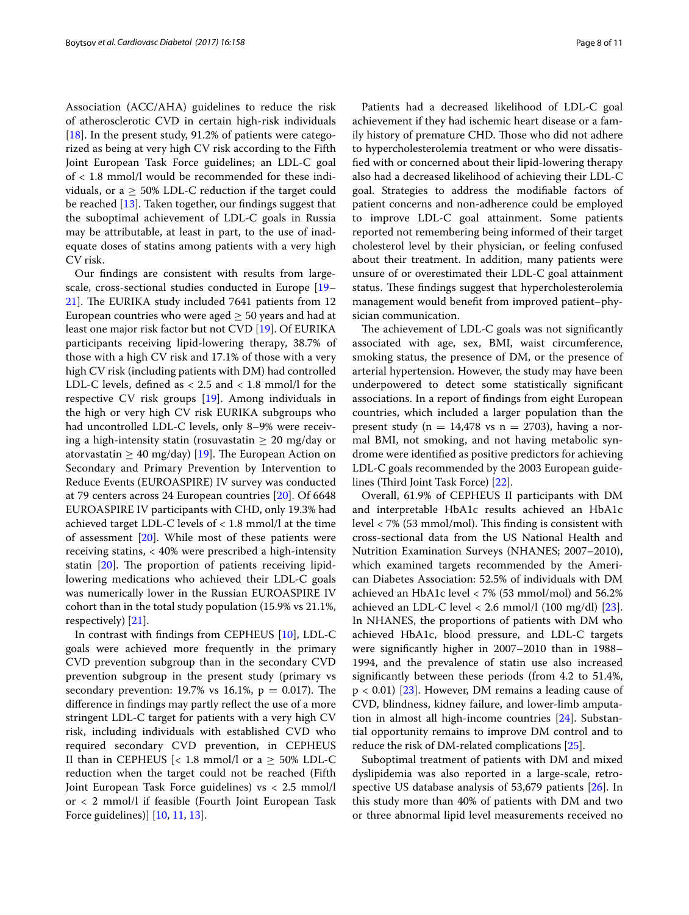Association (ACC/AHA) guidelines to reduce the risk of atherosclerotic CVD in certain high-risk individuals [18]. In the present study, 91.2% of patients were categorized as being at very high CV risk according to the Fifth Joint European Task Force guidelines; an LDL-C goal of < 1.8 mmol/l would be recommended for these individuals, or a ≥ 50% LDL-C reduction if the target could be reached [13]. Taken together, our findings suggest that the suboptimal achievement of LDL-C goals in Russia may be attributable, at least in part, to the use of inadequate doses of statins among patients with a very high CV risk.

Our findings are consistent with results from large-scale, cross-sectional studies conducted in Europe [19–21]. The EURIKA study included 7641 patients from 12 European countries who were aged ≥ 50 years and had at least one major risk factor but not CVD [19]. Of EURIKA participants receiving lipid-lowering therapy, 38.7% of those with a high CV risk and 17.1% of those with a very high CV risk (including patients with DM) had controlled LDL-C levels, defined as < 2.5 and < 1.8 mmol/l for the respective CV risk groups [19]. Among individuals in the high or very high CV risk EURIKA subgroups who had uncontrolled LDL-C levels, only 8–9% were receiving a high-intensity statin (rosuvastatin ≥ 20 mg/day or atorvastatin ≥ 40 mg/day) [19]. The European Action on Secondary and Primary Prevention by Intervention to Reduce Events (EUROASPIRE) IV survey was conducted at 79 centers across 24 European countries [20]. Of 6648 EUROASPIRE IV participants with CHD, only 19.3% had achieved target LDL-C levels of < 1.8 mmol/l at the time of assessment [20]. While most of these patients were receiving statins, < 40% were prescribed a high-intensity statin [20]. The proportion of patients receiving lipid-lowering medications who achieved their LDL-C goals was numerically lower in the Russian EUROASPIRE IV cohort than in the total study population (15.9% vs 21.1%, respectively) [21].

In contrast with findings from CEPHEUS [10], LDL-C goals were achieved more frequently in the primary CVD prevention subgroup than in the secondary CVD prevention subgroup in the present study (primary vs secondary prevention: 19.7% vs 16.1%, $p = 0.017$). The difference in findings may partly reflect the use of a more stringent LDL-C target for patients with a very high CV risk, including individuals with established CVD who required secondary CVD prevention, in CEPHEUS II than in CEPHEUS [< 1.8 mmol/l or a ≥ 50% LDL-C reduction when the target could not be reached (Fifth Joint European Task Force guidelines) vs < 2.5 mmol/l or < 2 mmol/l if feasible (Fourth Joint European Task Force guidelines)] [10, 11, 13].

Patients had a decreased likelihood of LDL-C goal achievement if they had ischemic heart disease or a family history of premature CHD. Those who did not adhere to hypercholesterolemia treatment or who were dissatisfied with or concerned about their lipid-lowering therapy also had a decreased likelihood of achieving their LDL-C goal. Strategies to address the modifiable factors of patient concerns and non-adherence could be employed to improve LDL-C goal attainment. Some patients reported not remembering being informed of their target cholesterol level by their physician, or feeling confused about their treatment. In addition, many patients were unsure of or overestimated their LDL-C goal attainment status. These findings suggest that hypercholesterolemia management would benefit from improved patient–physician communication.

The achievement of LDL-C goals was not significantly associated with age, sex, BMI, waist circumference, smoking status, the presence of DM, or the presence of arterial hypertension. However, the study may have been underpowered to detect some statistically significant associations. In a report of findings from eight European countries, which included a larger population than the present study ($n = 14{,}478$ vs $n = 2703$), having a normal BMI, not smoking, and not having metabolic syndrome were identified as positive predictors for achieving LDL-C goals recommended by the 2003 European guidelines (Third Joint Task Force) [22].

Overall, 61.9% of CEPHEUS II participants with DM and interpretable HbA1c results achieved an HbA1c level < 7% (53 mmol/mol). This finding is consistent with cross-sectional data from the US National Health and Nutrition Examination Surveys (NHANES; 2007–2010), which examined targets recommended by the American Diabetes Association: 52.5% of individuals with DM achieved an HbA1c level < 7% (53 mmol/mol) and 56.2% achieved an LDL-C level < 2.6 mmol/l (100 mg/dl) [23]. In NHANES, the proportions of patients with DM who achieved HbA1c, blood pressure, and LDL-C targets were significantly higher in 2007–2010 than in 1988–1994, and the prevalence of statin use also increased significantly between these periods (from 4.2 to 51.4%, $p < 0.01$) [23]. However, DM remains a leading cause of CVD, blindness, kidney failure, and lower-limb amputation in almost all high-income countries [24]. Substantial opportunity remains to improve DM control and to reduce the risk of DM-related complications [25].

Suboptimal treatment of patients with DM and mixed dyslipidemia was also reported in a large-scale, retrospective US database analysis of 53,679 patients [26]. In this study more than 40% of patients with DM and two or three abnormal lipid level measurements received no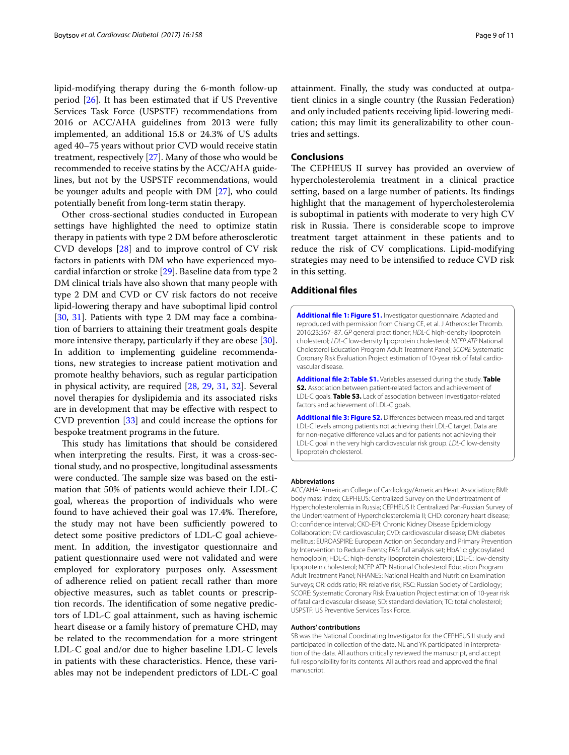lipid-modifying therapy during the 6-month follow-up period [26]. It has been estimated that if US Preventive Services Task Force (USPSTF) recommendations from 2016 or ACC/AHA guidelines from 2013 were fully implemented, an additional 15.8 or 24.3% of US adults aged 40–75 years without prior CVD would receive statin treatment, respectively [27]. Many of those who would be recommended to receive statins by the ACC/AHA guidelines, but not by the USPSTF recommendations, would be younger adults and people with DM [27], who could potentially benefit from long-term statin therapy.

Other cross-sectional studies conducted in European settings have highlighted the need to optimize statin therapy in patients with type 2 DM before atherosclerotic CVD develops [28] and to improve control of CV risk factors in patients with DM who have experienced myocardial infarction or stroke [29]. Baseline data from type 2 DM clinical trials have also shown that many people with type 2 DM and CVD or CV risk factors do not receive lipid-lowering therapy and have suboptimal lipid control [30, 31]. Patients with type 2 DM may face a combination of barriers to attaining their treatment goals despite more intensive therapy, particularly if they are obese [30]. In addition to implementing guideline recommendations, new strategies to increase patient motivation and promote healthy behaviors, such as regular participation in physical activity, are required [28, 29, 31, 32]. Several novel therapies for dyslipidemia and its associated risks are in development that may be effective with respect to CVD prevention [33] and could increase the options for bespoke treatment programs in the future.

This study has limitations that should be considered when interpreting the results. First, it was a cross-sectional study, and no prospective, longitudinal assessments were conducted. The sample size was based on the estimation that 50% of patients would achieve their LDL-C goal, whereas the proportion of individuals who were found to have achieved their goal was 17.4%. Therefore, the study may not have been sufficiently powered to detect some positive predictors of LDL-C goal achievement. In addition, the investigator questionnaire and patient questionnaire used were not validated and were employed for exploratory purposes only. Assessment of adherence relied on patient recall rather than more objective measures, such as tablet counts or prescription records. The identification of some negative predictors of LDL-C goal attainment, such as having ischemic heart disease or a family history of premature CHD, may be related to the recommendation for a more stringent LDL-C goal and/or due to higher baseline LDL-C levels in patients with these characteristics. Hence, these variables may not be independent predictors of LDL-C goal attainment. Finally, the study was conducted at outpatient clinics in a single country (the Russian Federation) and only included patients receiving lipid-lowering medication; this may limit its generalizability to other countries and settings.

## Conclusions

The CEPHEUS II survey has provided an overview of hypercholesterolemia treatment in a clinical practice setting, based on a large number of patients. Its findings highlight that the management of hypercholesterolemia is suboptimal in patients with moderate to very high CV risk in Russia. There is considerable scope to improve treatment target attainment in these patients and to reduce the risk of CV complications. Lipid-modifying strategies may need to be intensified to reduce CVD risk in this setting.

## Additional files

**Additional file 1: Figure S1.** Investigator questionnaire. Adapted and reproduced with permission from Chiang CE, et al. J Atheroscler Thromb. 2016;23:567–87. *GP* general practitioner; *HDL-C* high-density lipoprotein cholesterol; *LDL-C* low-density lipoprotein cholesterol; *NCEP ATP* National Cholesterol Education Program Adult Treatment Panel; *SCORE* Systematic Coronary Risk Evaluation Project estimation of 10-year risk of fatal cardiovascular disease.

**Additional file 2: Table S1.** Variables assessed during the study. **Table S2.** Association between patient-related factors and achievement of LDL-C goals. **Table S3.** Lack of association between investigator-related factors and achievement of LDL-C goals.

**Additional file 3: Figure S2.** Differences between measured and target LDL-C levels among patients not achieving their LDL-C target. Data are for non-negative difference values and for patients not achieving their LDL-C goal in the very high cardiovascular risk group. *LDL-C* low-density lipoprotein cholesterol.

#### Abbreviations

ACC/AHA: American College of Cardiology/American Heart Association; BMI: body mass index; CEPHEUS: Centralized Survey on the Undertreatment of Hypercholesterolemia in Russia; CEPHEUS II: Centralized Pan-Russian Survey of the Undertreatment of Hypercholesterolemia II; CHD: coronary heart disease; CI: confidence interval; CKD-EPI: Chronic Kidney Disease Epidemiology Collaboration; CV: cardiovascular; CVD: cardiovascular disease; DM: diabetes mellitus; EUROASPIRE: European Action on Secondary and Primary Prevention by Intervention to Reduce Events; FAS: full analysis set; HbA1c: glycosylated hemoglobin; HDL-C: high-density lipoprotein cholesterol; LDL-C: low-density lipoprotein cholesterol; NCEP ATP: National Cholesterol Education Program Adult Treatment Panel; NHANES: National Health and Nutrition Examination Surveys; OR: odds ratio; RR: relative risk; RSC: Russian Society of Cardiology; SCORE: Systematic Coronary Risk Evaluation Project estimation of 10-year risk of fatal cardiovascular disease; SD: standard deviation; TC: total cholesterol; USPSTF: US Preventive Services Task Force.

#### Authors' contributions

SB was the National Coordinating Investigator for the CEPHEUS II study and participated in collection of the data. NL and YK participated in interpretation of the data. All authors critically reviewed the manuscript, and accept full responsibility for its contents. All authors read and approved the final manuscript.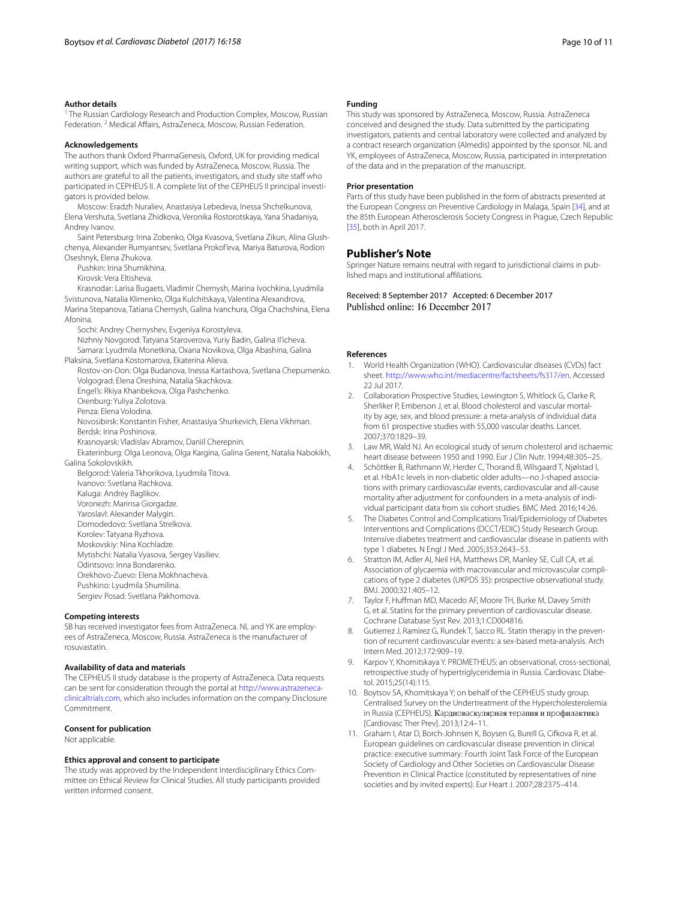### Author details

[1] The Russian Cardiology Research and Production Complex, Moscow, Russian Federation. [2] Medical Affairs, AstraZeneca, Moscow, Russian Federation.

### Acknowledgements

The authors thank Oxford PharmaGenesis, Oxford, UK for providing medical writing support, which was funded by AstraZeneca, Moscow, Russia. The authors are grateful to all the patients, investigators, and study site staff who participated in CEPHEUS II. A complete list of the CEPHEUS II principal investigators is provided below.

Moscow: Eradzh Nuraliev, Anastasiya Lebedeva, Inessa Shchelkunova, Elena Vershuta, Svetlana Zhidkova, Veronika Rostorotskaya, Yana Shadaniya, Andrey Ivanov.

Saint Petersburg: Irina Zobenko, Olga Kvasova, Svetlana Zikun, Alina Glushchenya, Alexander Rumyantsev, Svetlana Prokof'eva, Mariya Baturova, Rodion Oseshnyk, Elena Zhukova.

Pushkin: Irina Shumikhina.

Kirovsk: Vera Eltisheva.

Krasnodar: Larisa Bugaets, Vladimir Chernysh, Marina Ivochkina, Lyudmila Svistunova, Natalia Klimenko, Olga Kulchitskaya, Valentina Alexandrova, Marina Stepanova, Tatiana Chernysh, Galina Ivanchura, Olga Chachshina, Elena Afonina.

Sochi: Andrey Chernyshev, Evgeniya Korostyleva.

Nizhniy Novgorod: Tatyana Staroverova, Yuriy Badin, Galina Il'icheva.

Samara: Lyudmila Monetkina, Oxana Novikova, Olga Abashina, Galina Plaksina, Svetlana Kostomarova, Ekaterina Alieva.

Rostov-on-Don: Olga Budanova, Inessa Kartashova, Svetlana Chepurnenko.

Volgograd: Elena Oreshina, Natalia Skachkova.

Engel's: Rkiya Khanbekova, Olga Pashchenko.

Orenburg: Yuliya Zolotova.

Penza: Elena Volodina.

Novosibirsk: Konstantin Fisher, Anastasiya Shurkevich, Elena Vikhman.

Berdsk: Irina Poshinova.

Krasnoyarsk: Vladislav Abramov, Daniil Cherepnin.

Ekaterinburg: Olga Leonova, Olga Kargina, Galina Gerent, Natalia Nabokikh, Galina Sokolovskikh.

Belgorod: Valeria Tkhorikova, Lyudmila Titova.

Ivanovo: Svetlana Rachkova.

Kaluga: Andrey Baglikov.

Voronezh: Marinsa Giorgadze.

Yaroslavl: Alexander Malygin.

Domodedovo: Svetlana Strelkova.

Korolev: Tatyana Ryzhova.

Moskovskiy: Nina Kochladze.

Mytishchi: Natalia Vyasova, Sergey Vasiliev.

Odintsovo: Inna Bondarenko.

Orekhovo-Zuevo: Elena Mokhnacheva.

Pushkino: Lyudmila Shumilina.

Sergiev Posad: Svetlana Pakhomova.

### Competing interests

SB has received investigator fees from AstraZeneca. NL and YK are employees of AstraZeneca, Moscow, Russia. AstraZeneca is the manufacturer of rosuvastatin.

### Availability of data and materials

The CEPHEUS II study database is the property of AstraZeneca. Data requests can be sent for consideration through the portal at http://www.astrazenecaclinicaltrials.com, which also includes information on the company Disclosure Commitment.

### Consent for publication

Not applicable.

### Ethics approval and consent to participate

The study was approved by the Independent Interdisciplinary Ethics Committee on Ethical Review for Clinical Studies. All study participants provided written informed consent.

### Funding

This study was sponsored by AstraZeneca, Moscow, Russia. AstraZeneca conceived and designed the study. Data submitted by the participating investigators, patients and central laboratory were collected and analyzed by a contract research organization (Almedis) appointed by the sponsor. NL and YK, employees of AstraZeneca, Moscow, Russia, participated in interpretation of the data and in the preparation of the manuscript.

### Prior presentation

Parts of this study have been published in the form of abstracts presented at the European Congress on Preventive Cardiology in Malaga, Spain [34], and at the 85th European Atherosclerosis Society Congress in Prague, Czech Republic [35], both in April 2017.

## Publisher's Note

Springer Nature remains neutral with regard to jurisdictional claims in published maps and institutional affiliations.

Received: 8 September 2017 Accepted: 6 December 2017
Published online: 16 December 2017

### References

1. World Health Organization (WHO). Cardiovascular diseases (CVDs) fact sheet. http://www.who.int/mediacentre/factsheets/fs317/en. Accessed 22 Jul 2017.
2. Collaboration Prospective Studies, Lewington S, Whitlock G, Clarke R, Sherliker P, Emberson J, et al. Blood cholesterol and vascular mortality by age, sex, and blood pressure: a meta-analysis of individual data from 61 prospective studies with 55,000 vascular deaths. Lancet. 2007;370:1829–39.
3. Law MR, Wald NJ. An ecological study of serum cholesterol and ischaemic heart disease between 1950 and 1990. Eur J Clin Nutr. 1994;48:305–25.
4. Schöttker B, Rathmann W, Herder C, Thorand B, Wilsgaard T, Njølstad I, et al. HbA1c levels in non-diabetic older adults—no J-shaped associations with primary cardiovascular events, cardiovascular and all-cause mortality after adjustment for confounders in a meta-analysis of individual participant data from six cohort studies. BMC Med. 2016;14:26.
5. The Diabetes Control and Complications Trial/Epidemiology of Diabetes Interventions and Complications (DCCT/EDIC) Study Research Group. Intensive diabetes treatment and cardiovascular disease in patients with type 1 diabetes. N Engl J Med. 2005;353:2643–53.
6. Stratton IM, Adler AI, Neil HA, Matthews DR, Manley SE, Cull CA, et al. Association of glycaemia with macrovascular and microvascular complications of type 2 diabetes (UKPDS 35): prospective observational study. BMJ. 2000;321:405–12.
7. Taylor F, Huffman MD, Macedo AF, Moore TH, Burke M, Davey Smith G, et al. Statins for the primary prevention of cardiovascular disease. Cochrane Database Syst Rev. 2013;1:CD004816.
8. Gutierrez J, Ramirez G, Rundek T, Sacco RL. Statin therapy in the prevention of recurrent cardiovascular events: a sex-based meta-analysis. Arch Intern Med. 2012;172:909–19.
9. Karpov Y, Khomitskaya Y. PROMETHEUS: an observational, cross-sectional, retrospective study of hypertriglyceridemia in Russia. Cardiovasc Diabetol. 2015;25(14):115.
10. Boytsov SA, Khomitskaya Y; on behalf of the CEPHEUS study group. Centralised Survey on the Undertreatment of the Hypercholesterolemia in Russia (CEPHEUS). Кардиоваскулярная терапия и профилактика [Cardiovasc Ther Prev]. 2013;12:4–11.
11. Graham I, Atar D, Borch-Johnsen K, Boysen G, Burell G, Cifkova R, et al. European guidelines on cardiovascular disease prevention in clinical practice: executive summary: Fourth Joint Task Force of the European Society of Cardiology and Other Societies on Cardiovascular Disease Prevention in Clinical Practice (constituted by representatives of nine societies and by invited experts). Eur Heart J. 2007;28:2375–414.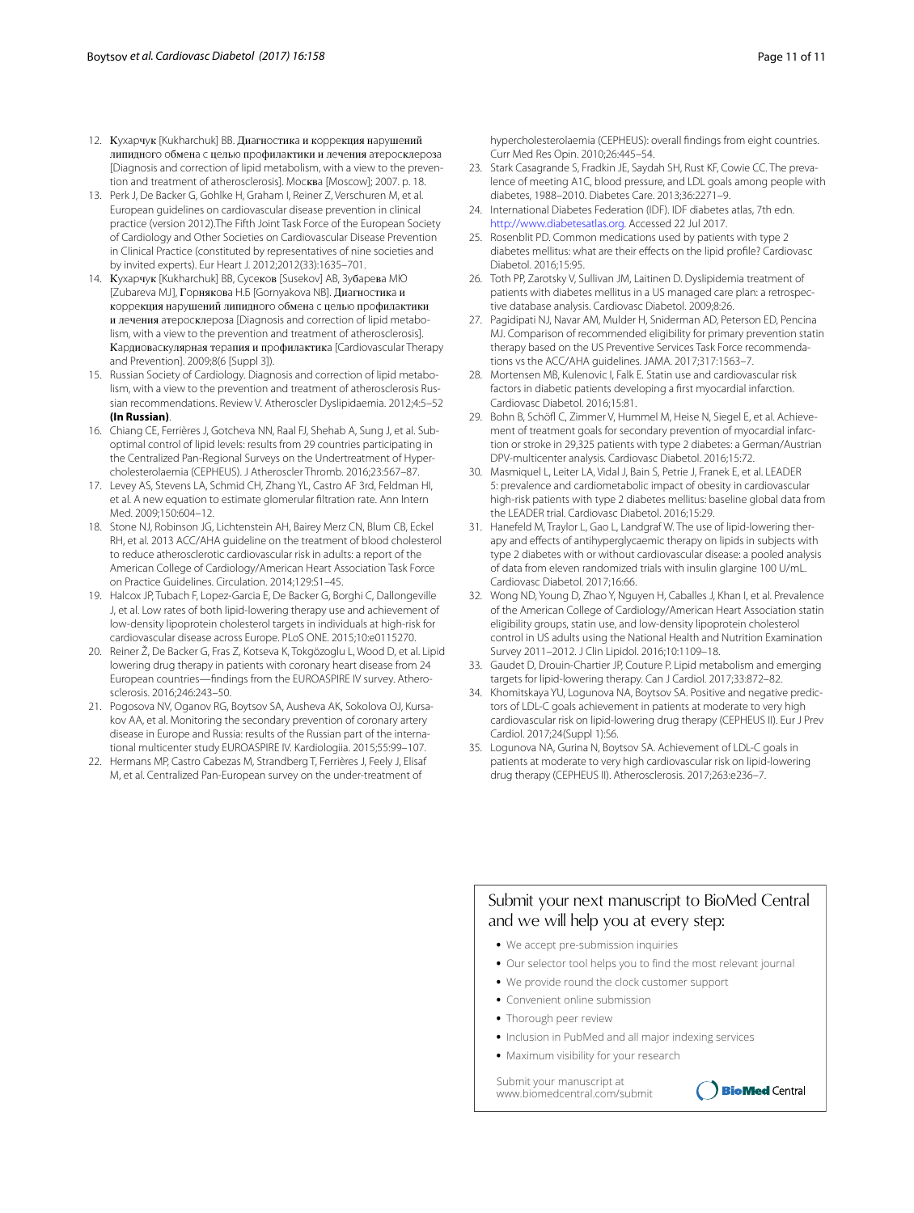12. Кухарчук [Kukharchuk] ВВ. Диагностика и коррекция нарушений липидного обмена с целью профилактики и лечения атеросклероза [Diagnosis and correction of lipid metabolism, with a view to the prevention and treatment of atherosclerosis]. Москва [Moscow]; 2007. p. 18.
13. Perk J, De Backer G, Gohlke H, Graham I, Reiner Z, Verschuren M, et al. European guidelines on cardiovascular disease prevention in clinical practice (version 2012).The Fifth Joint Task Force of the European Society of Cardiology and Other Societies on Cardiovascular Disease Prevention in Clinical Practice (constituted by representatives of nine societies and by invited experts). Eur Heart J. 2012;2012(33):1635–701.
14. Кухарчук [Kukharchuk] ВВ, Сусеков [Susekov] АВ, Зубарева МЮ [Zubareva MJ], Горнякова Н.Б [Gornyakova NB]. Диагностика и коррекция нарушений липидного обмена с целью профилактики и лечения атеросклероза [Diagnosis and correction of lipid metabolism, with a view to the prevention and treatment of atherosclerosis]. Кардиоваскулярная терапия и профилактика [Cardiovascular Therapy and Prevention]. 2009;8(6 [Suppl 3]).
15. Russian Society of Cardiology. Diagnosis and correction of lipid metabolism, with a view to the prevention and treatment of atherosclerosis Russian recommendations. Review V. Atheroscler Dyslipidaemia. 2012;4:5–52 **(In Russian)**.
16. Chiang CE, Ferrières J, Gotcheva NN, Raal FJ, Shehab A, Sung J, et al. Suboptimal control of lipid levels: results from 29 countries participating in the Centralized Pan-Regional Surveys on the Undertreatment of Hypercholesterolaemia (CEPHEUS). J Atheroscler Thromb. 2016;23:567–87.
17. Levey AS, Stevens LA, Schmid CH, Zhang YL, Castro AF 3rd, Feldman HI, et al. A new equation to estimate glomerular filtration rate. Ann Intern Med. 2009;150:604–12.
18. Stone NJ, Robinson JG, Lichtenstein AH, Bairey Merz CN, Blum CB, Eckel RH, et al. 2013 ACC/AHA guideline on the treatment of blood cholesterol to reduce atherosclerotic cardiovascular risk in adults: a report of the American College of Cardiology/American Heart Association Task Force on Practice Guidelines. Circulation. 2014;129:S1–45.
19. Halcox JP, Tubach F, Lopez-Garcia E, De Backer G, Borghi C, Dallongeville J, et al. Low rates of both lipid-lowering therapy use and achievement of low-density lipoprotein cholesterol targets in individuals at high-risk for cardiovascular disease across Europe. PLoS ONE. 2015;10:e0115270.
20. Reiner Ž, De Backer G, Fras Z, Kotseva K, Tokgözoglu L, Wood D, et al. Lipid lowering drug therapy in patients with coronary heart disease from 24 European countries—findings from the EUROASPIRE IV survey. Atherosclerosis. 2016;246:243–50.
21. Pogosova NV, Oganov RG, Boytsov SA, Ausheva AK, Sokolova OJ, Kursakov AA, et al. Monitoring the secondary prevention of coronary artery disease in Europe and Russia: results of the Russian part of the international multicenter study EUROASPIRE IV. Kardiologiia. 2015;55:99–107.
22. Hermans MP, Castro Cabezas M, Strandberg T, Ferrières J, Feely J, Elisaf M, et al. Centralized Pan-European survey on the under-treatment of hypercholesterolaemia (CEPHEUS): overall findings from eight countries. Curr Med Res Opin. 2010;26:445–54.
23. Stark Casagrande S, Fradkin JE, Saydah SH, Rust KF, Cowie CC. The prevalence of meeting A1C, blood pressure, and LDL goals among people with diabetes, 1988–2010. Diabetes Care. 2013;36:2271–9.
24. International Diabetes Federation (IDF). IDF diabetes atlas, 7th edn. http://www.diabetesatlas.org. Accessed 22 Jul 2017.
25. Rosenblit PD. Common medications used by patients with type 2 diabetes mellitus: what are their effects on the lipid profile? Cardiovasc Diabetol. 2016;15:95.
26. Toth PP, Zarotsky V, Sullivan JM, Laitinen D. Dyslipidemia treatment of patients with diabetes mellitus in a US managed care plan: a retrospective database analysis. Cardiovasc Diabetol. 2009;8:26.
27. Pagidipati NJ, Navar AM, Mulder H, Sniderman AD, Peterson ED, Pencina MJ. Comparison of recommended eligibility for primary prevention statin therapy based on the US Preventive Services Task Force recommendations vs the ACC/AHA guidelines. JAMA. 2017;317:1563–7.
28. Mortensen MB, Kulenovic I, Falk E. Statin use and cardiovascular risk factors in diabetic patients developing a first myocardial infarction. Cardiovasc Diabetol. 2016;15:81.
29. Bohn B, Schöfl C, Zimmer V, Hummel M, Heise N, Siegel E, et al. Achievement of treatment goals for secondary prevention of myocardial infarction or stroke in 29,325 patients with type 2 diabetes: a German/Austrian DPV-multicenter analysis. Cardiovasc Diabetol. 2016;15:72.
30. Masmiquel L, Leiter LA, Vidal J, Bain S, Petrie J, Franek E, et al. LEADER 5: prevalence and cardiometabolic impact of obesity in cardiovascular high-risk patients with type 2 diabetes mellitus: baseline global data from the LEADER trial. Cardiovasc Diabetol. 2016;15:29.
31. Hanefeld M, Traylor L, Gao L, Landgraf W. The use of lipid-lowering therapy and effects of antihyperglycaemic therapy on lipids in subjects with type 2 diabetes with or without cardiovascular disease: a pooled analysis of data from eleven randomized trials with insulin glargine 100 U/mL. Cardiovasc Diabetol. 2017;16:66.
32. Wong ND, Young D, Zhao Y, Nguyen H, Caballes J, Khan I, et al. Prevalence of the American College of Cardiology/American Heart Association statin eligibility groups, statin use, and low-density lipoprotein cholesterol control in US adults using the National Health and Nutrition Examination Survey 2011–2012. J Clin Lipidol. 2016;10:1109–18.
33. Gaudet D, Drouin-Chartier JP, Couture P. Lipid metabolism and emerging targets for lipid-lowering therapy. Can J Cardiol. 2017;33:872–82.
34. Khomitskaya YU, Logunova NA, Boytsov SA. Positive and negative predictors of LDL-C goals achievement in patients at moderate to very high cardiovascular risk on lipid-lowering drug therapy (CEPHEUS II). Eur J Prev Cardiol. 2017;24(Suppl 1):S6.
35. Logunova NA, Gurina N, Boytsov SA. Achievement of LDL-C goals in patients at moderate to very high cardiovascular risk on lipid-lowering drug therapy (CEPHEUS II). Atherosclerosis. 2017;263:e236–7.

Submit your next manuscript to BioMed Central and we will help you at every step:

- We accept pre-submission inquiries
- Our selector tool helps you to find the most relevant journal
- We provide round the clock customer support
- Convenient online submission
- Thorough peer review
- Inclusion in PubMed and all major indexing services
- Maximum visibility for your research

Submit your manuscript at
www.biomedcentral.com/submit

BioMed Central